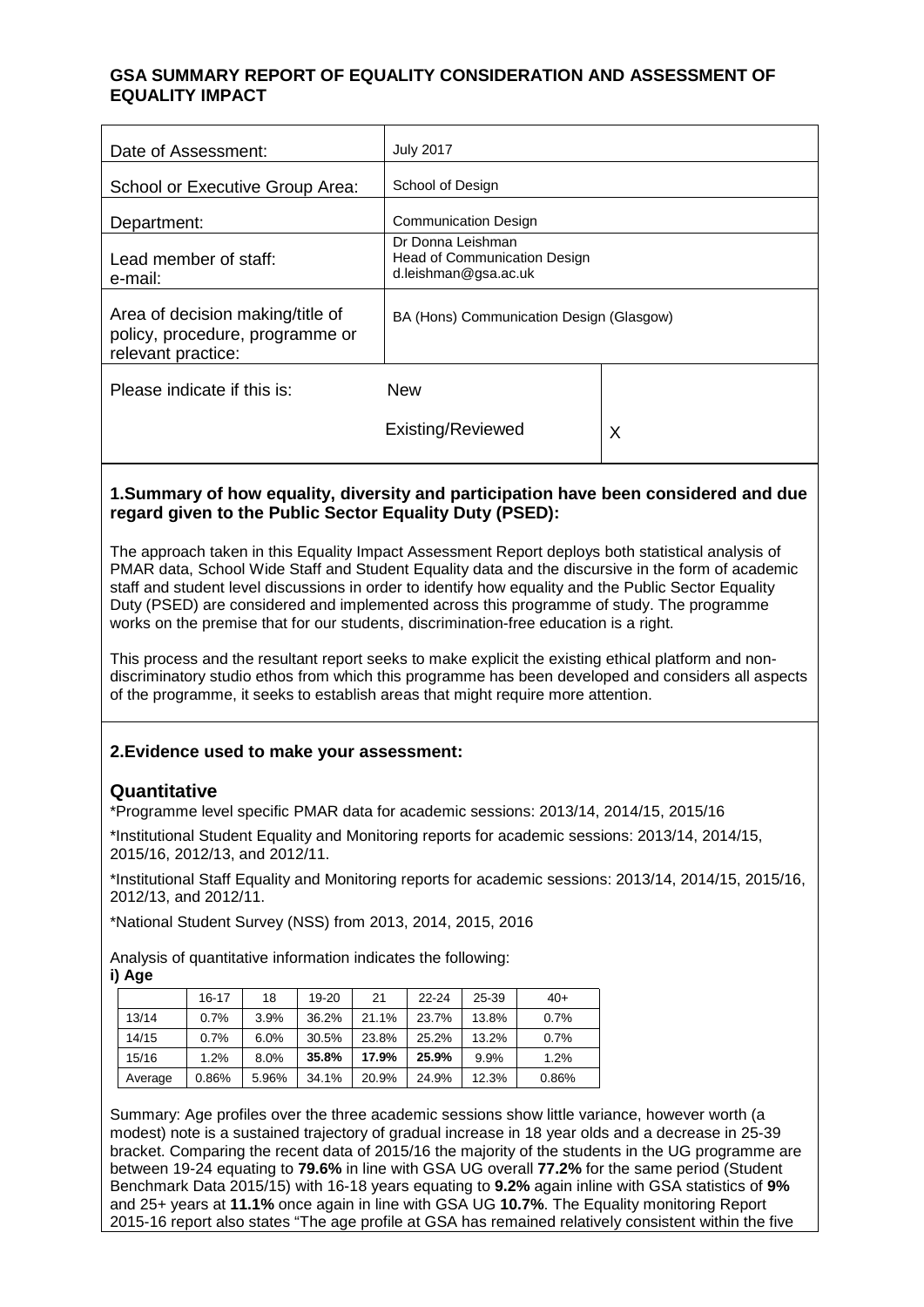## GSA SUMMARY REPORT OF EQUALITY CONSIDERATION AND ASSESSMENT OF EQUALITY IMPACT

| | | |
|---|---|---|
| Date of Assessment: | July 2017 | |
| School or Executive Group Area: | School of Design | |
| Department: | Communication Design | |
| Lead member of staff:<br>e-mail: | Dr Donna Leishman<br>Head of Communication Design<br>d.leishman@gsa.ac.uk | |
| Area of decision making/title of policy, procedure, programme or relevant practice: | BA (Hons) Communication Design (Glasgow) | |
| Please indicate if this is: | New | |
| | Existing/Reviewed | X |

### 1. Summary of how equality, diversity and participation have been considered and due regard given to the Public Sector Equality Duty (PSED):

The approach taken in this Equality Impact Assessment Report deploys both statistical analysis of PMAR data, School Wide Staff and Student Equality data and the discursive in the form of academic staff and student level discussions in order to identify how equality and the Public Sector Equality Duty (PSED) are considered and implemented across this programme of study. The programme works on the premise that for our students, discrimination-free education is a right.

This process and the resultant report seeks to make explicit the existing ethical platform and non-discriminatory studio ethos from which this programme has been developed and considers all aspects of the programme, it seeks to establish areas that might require more attention.

### 2. Evidence used to make your assessment:

## Quantitative

*Programme level specific PMAR data for academic sessions: 2013/14, 2014/15, 2015/16

*Institutional Student Equality and Monitoring reports for academic sessions: 2013/14, 2014/15, 2015/16, 2012/13, and 2012/11.

*Institutional Staff Equality and Monitoring reports for academic sessions: 2013/14, 2014/15, 2015/16, 2012/13, and 2012/11.

*National Student Survey (NSS) from 2013, 2014, 2015, 2016

Analysis of quantitative information indicates the following:

**i) Age**

| | 16-17 | 18 | 19-20 | 21 | 22-24 | 25-39 | 40+ |
|---|---|---|---|---|---|---|---|
| 13/14 | 0.7% | 3.9% | 36.2% | 21.1% | 23.7% | 13.8% | 0.7% |
| 14/15 | 0.7% | 6.0% | 30.5% | 23.8% | 25.2% | 13.2% | 0.7% |
| 15/16 | 1.2% | 8.0% | **35.8%** | **17.9%** | **25.9%** | 9.9% | 1.2% |
| Average | 0.86% | 5.96% | 34.1% | 20.9% | 24.9% | 12.3% | 0.86% |

Summary: Age profiles over the three academic sessions show little variance, however worth (a modest) note is a sustained trajectory of gradual increase in 18 year olds and a decrease in 25-39 bracket. Comparing the recent data of 2015/16 the majority of the students in the UG programme are between 19-24 equating to **79.6%** in line with GSA UG overall **77.2%** for the same period (Student Benchmark Data 2015/15) with 16-18 years equating to **9.2%** again inline with GSA statistics of **9%** and 25+ years at **11.1%** once again in line with GSA UG **10.7%**. The Equality monitoring Report 2015-16 report also states "The age profile at GSA has remained relatively consistent within the five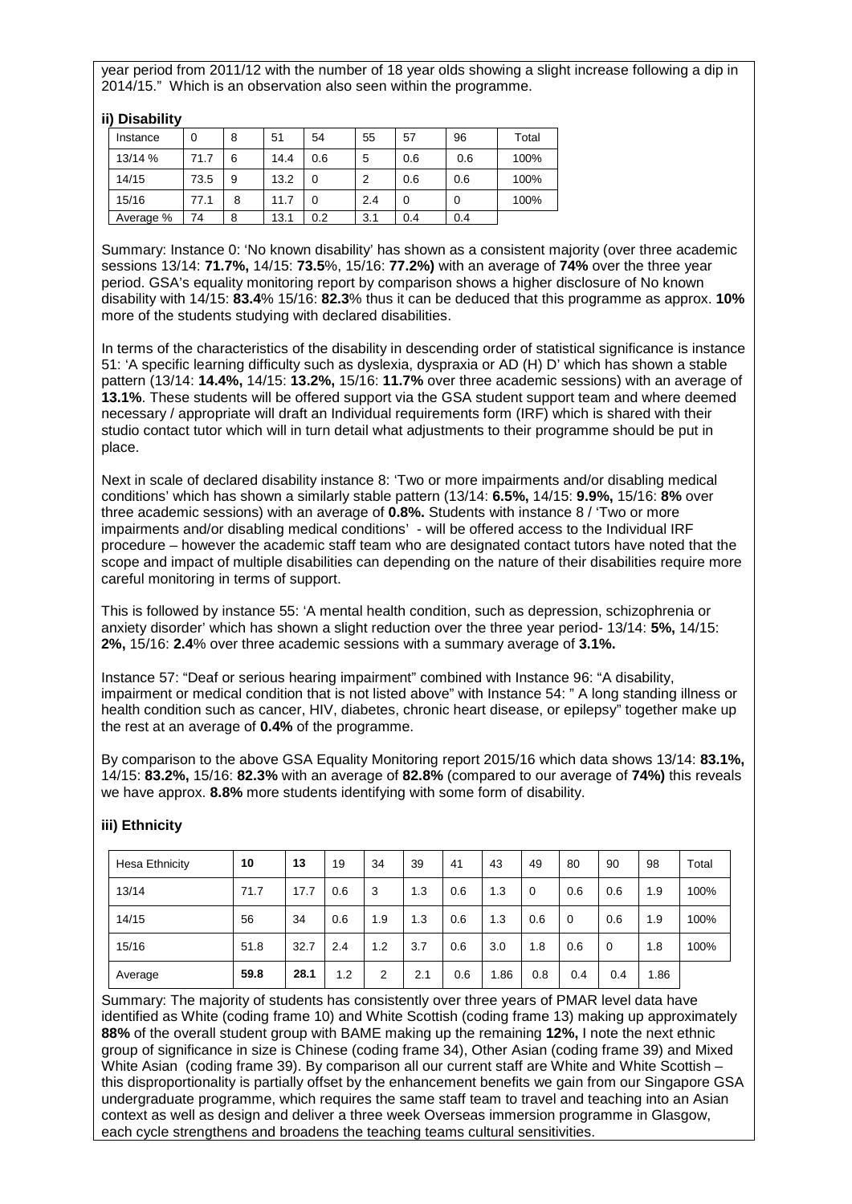year period from 2011/12 with the number of 18 year olds showing a slight increase following a dip in 2014/15." Which is an observation also seen within the programme.

**ii) Disability**

| Instance | 0 | 8 | 51 | 54 | 55 | 57 | 96 | Total |
|---|---|---|---|---|---|---|---|---|
| 13/14 % | 71.7 | 6 | 14.4 | 0.6 | 5 | 0.6 | 0.6 | 100% |
| 14/15 | 73.5 | 9 | 13.2 | 0 | 2 | 0.6 | 0.6 | 100% |
| 15/16 | 77.1 | 8 | 11.7 | 0 | 2.4 | 0 | 0 | 100% |
| Average % | 74 | 8 | 13.1 | 0.2 | 3.1 | 0.4 | 0.4 | |

Summary: Instance 0: 'No known disability' has shown as a consistent majority (over three academic sessions 13/14: **71.7%,** 14/15: **73.5**%, 15/16: **77.2%)** with an average of **74%** over the three year period. GSA's equality monitoring report by comparison shows a higher disclosure of No known disability with 14/15: **83.4**% 15/16: **82.3**% thus it can be deduced that this programme as approx. **10%** more of the students studying with declared disabilities.

In terms of the characteristics of the disability in descending order of statistical significance is instance 51: 'A specific learning difficulty such as dyslexia, dyspraxia or AD (H) D' which has shown a stable pattern (13/14: **14.4%,** 14/15: **13.2%,** 15/16: **11.7%** over three academic sessions) with an average of **13.1%**. These students will be offered support via the GSA student support team and where deemed necessary / appropriate will draft an Individual requirements form (IRF) which is shared with their studio contact tutor which will in turn detail what adjustments to their programme should be put in place.

Next in scale of declared disability instance 8: 'Two or more impairments and/or disabling medical conditions' which has shown a similarly stable pattern (13/14: **6.5%,** 14/15: **9.9%,** 15/16: **8%** over three academic sessions) with an average of **0.8%.** Students with instance 8 / 'Two or more impairments and/or disabling medical conditions' - will be offered access to the Individual IRF procedure – however the academic staff team who are designated contact tutors have noted that the scope and impact of multiple disabilities can depending on the nature of their disabilities require more careful monitoring in terms of support.

This is followed by instance 55: 'A mental health condition, such as depression, schizophrenia or anxiety disorder' which has shown a slight reduction over the three year period- 13/14: **5%,** 14/15: **2%,** 15/16: **2.4**% over three academic sessions with a summary average of **3.1%.**

Instance 57: "Deaf or serious hearing impairment" combined with Instance 96: "A disability, impairment or medical condition that is not listed above" with Instance 54: " A long standing illness or health condition such as cancer, HIV, diabetes, chronic heart disease, or epilepsy" together make up the rest at an average of **0.4%** of the programme.

By comparison to the above GSA Equality Monitoring report 2015/16 which data shows 13/14: **83.1%,** 14/15: **83.2%,** 15/16: **82.3%** with an average of **82.8%** (compared to our average of **74%)** this reveals we have approx. **8.8%** more students identifying with some form of disability.

**iii) Ethnicity**

| Hesa Ethnicity | **10** | **13** | 19 | 34 | 39 | 41 | 43 | 49 | 80 | 90 | 98 | Total |
|---|---|---|---|---|---|---|---|---|---|---|---|---|
| 13/14 | 71.7 | 17.7 | 0.6 | 3 | 1.3 | 0.6 | 1.3 | 0 | 0.6 | 0.6 | 1.9 | 100% |
| 14/15 | 56 | 34 | 0.6 | 1.9 | 1.3 | 0.6 | 1.3 | 0.6 | 0 | 0.6 | 1.9 | 100% |
| 15/16 | 51.8 | 32.7 | 2.4 | 1.2 | 3.7 | 0.6 | 3.0 | 1.8 | 0.6 | 0 | 1.8 | 100% |
| Average | **59.8** | **28.1** | 1.2 | 2 | 2.1 | 0.6 | 1.86 | 0.8 | 0.4 | 0.4 | 1.86 | |

Summary: The majority of students has consistently over three years of PMAR level data have identified as White (coding frame 10) and White Scottish (coding frame 13) making up approximately **88%** of the overall student group with BAME making up the remaining **12%,** I note the next ethnic group of significance in size is Chinese (coding frame 34), Other Asian (coding frame 39) and Mixed White Asian (coding frame 39). By comparison all our current staff are White and White Scottish – this disproportionality is partially offset by the enhancement benefits we gain from our Singapore GSA undergraduate programme, which requires the same staff team to travel and teaching into an Asian context as well as design and deliver a three week Overseas immersion programme in Glasgow, each cycle strengthens and broadens the teaching teams cultural sensitivities.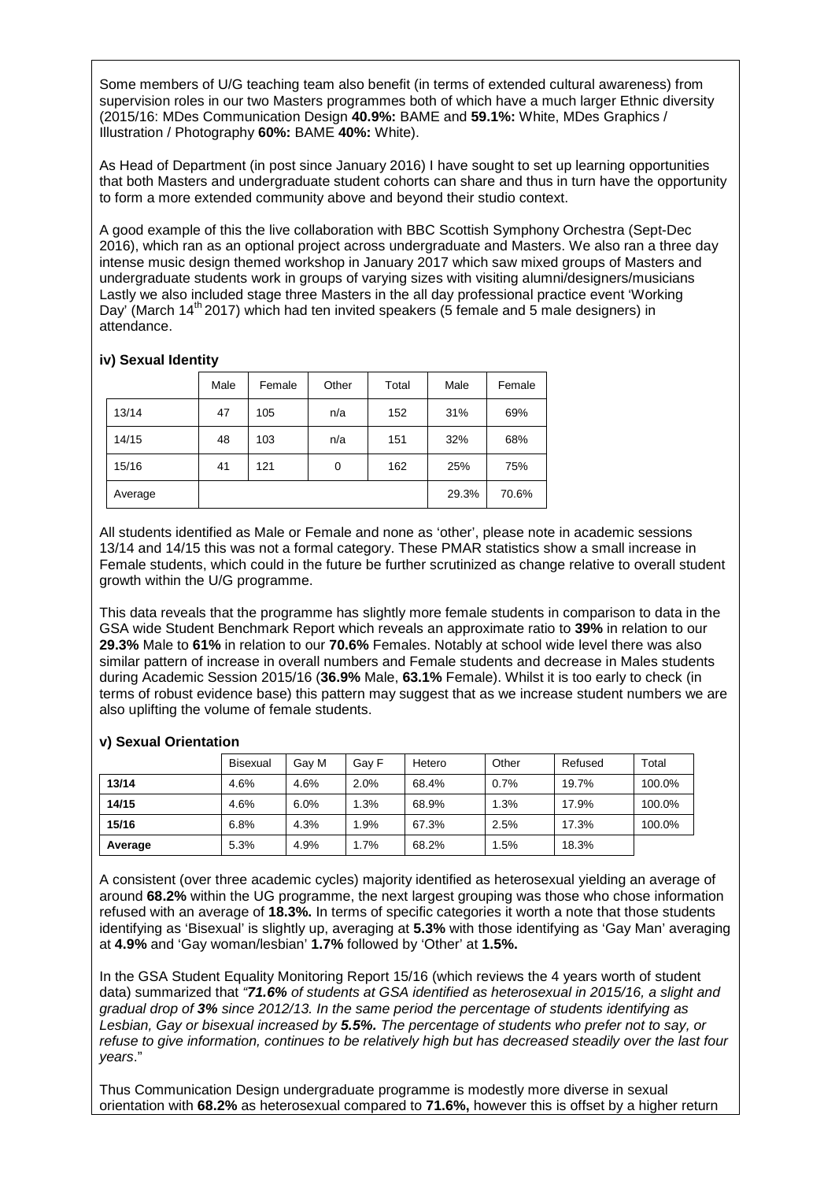Some members of U/G teaching team also benefit (in terms of extended cultural awareness) from supervision roles in our two Masters programmes both of which have a much larger Ethnic diversity (2015/16: MDes Communication Design **40.9%:** BAME and **59.1%:** White, MDes Graphics / Illustration / Photography **60%:** BAME **40%:** White).

As Head of Department (in post since January 2016) I have sought to set up learning opportunities that both Masters and undergraduate student cohorts can share and thus in turn have the opportunity to form a more extended community above and beyond their studio context.

A good example of this the live collaboration with BBC Scottish Symphony Orchestra (Sept-Dec 2016), which ran as an optional project across undergraduate and Masters. We also ran a three day intense music design themed workshop in January 2017 which saw mixed groups of Masters and undergraduate students work in groups of varying sizes with visiting alumni/designers/musicians Lastly we also included stage three Masters in the all day professional practice event 'Working Day' (March 14th 2017) which had ten invited speakers (5 female and 5 male designers) in attendance.

### iv) Sexual Identity

| | Male | Female | Other | Total | Male | Female |
|---|---|---|---|---|---|---|
| 13/14 | 47 | 105 | n/a | 152 | 31% | 69% |
| 14/15 | 48 | 103 | n/a | 151 | 32% | 68% |
| 15/16 | 41 | 121 | 0 | 162 | 25% | 75% |
| Average | | | | | 29.3% | 70.6% |

All students identified as Male or Female and none as 'other', please note in academic sessions 13/14 and 14/15 this was not a formal category. These PMAR statistics show a small increase in Female students, which could in the future be further scrutinized as change relative to overall student growth within the U/G programme.

This data reveals that the programme has slightly more female students in comparison to data in the GSA wide Student Benchmark Report which reveals an approximate ratio to **39%** in relation to our **29.3%** Male to **61%** in relation to our **70.6%** Females. Notably at school wide level there was also similar pattern of increase in overall numbers and Female students and decrease in Males students during Academic Session 2015/16 (**36.9%** Male, **63.1%** Female). Whilst it is too early to check (in terms of robust evidence base) this pattern may suggest that as we increase student numbers we are also uplifting the volume of female students.

### v) Sexual Orientation

| | Bisexual | Gay M | Gay F | Hetero | Other | Refused | Total |
|---|---|---|---|---|---|---|---|
| **13/14** | 4.6% | 4.6% | 2.0% | 68.4% | 0.7% | 19.7% | 100.0% |
| **14/15** | 4.6% | 6.0% | 1.3% | 68.9% | 1.3% | 17.9% | 100.0% |
| **15/16** | 6.8% | 4.3% | 1.9% | 67.3% | 2.5% | 17.3% | 100.0% |
| **Average** | 5.3% | 4.9% | 1.7% | 68.2% | 1.5% | 18.3% | |

A consistent (over three academic cycles) majority identified as heterosexual yielding an average of around **68.2%** within the UG programme, the next largest grouping was those who chose information refused with an average of **18.3%.** In terms of specific categories it worth a note that those students identifying as 'Bisexual' is slightly up, averaging at **5.3%** with those identifying as 'Gay Man' averaging at **4.9%** and 'Gay woman/lesbian' **1.7%** followed by 'Other' at **1.5%.**

In the GSA Student Equality Monitoring Report 15/16 (which reviews the 4 years worth of student data) summarized that *"**71.6%** of students at GSA identified as heterosexual in 2015/16, a slight and gradual drop of **3%** since 2012/13. In the same period the percentage of students identifying as Lesbian, Gay or bisexual increased by **5.5%.** The percentage of students who prefer not to say, or refuse to give information, continues to be relatively high but has decreased steadily over the last four years*."

Thus Communication Design undergraduate programme is modestly more diverse in sexual orientation with **68.2%** as heterosexual compared to **71.6%,** however this is offset by a higher return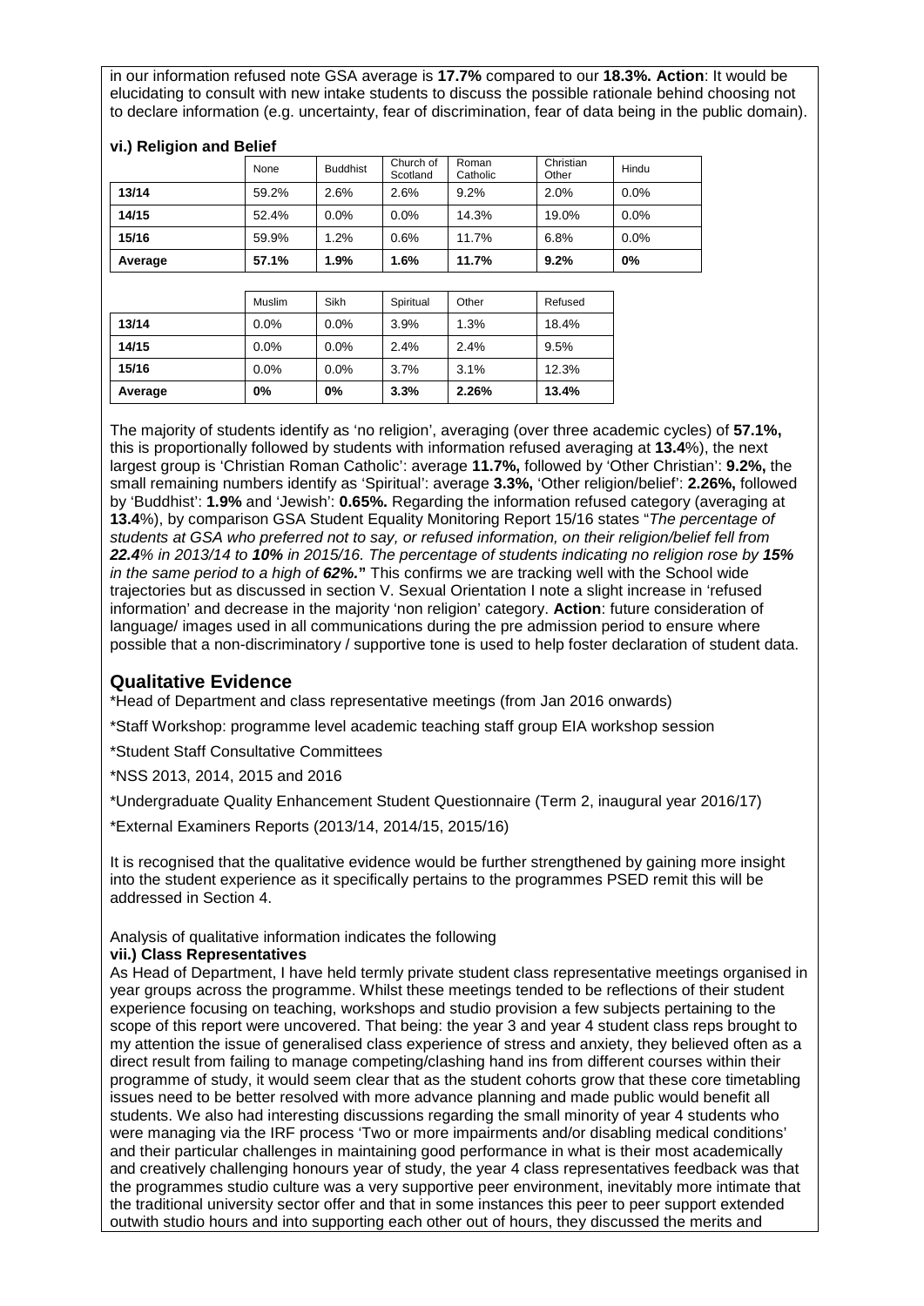in our information refused note GSA average is **17.7%** compared to our **18.3%. Action**: It would be elucidating to consult with new intake students to discuss the possible rationale behind choosing not to declare information (e.g. uncertainty, fear of discrimination, fear of data being in the public domain).

**vi.) Religion and Belief**

| | None | Buddhist | Church of Scotland | Roman Catholic | Christian Other | Hindu |
|---|---|---|---|---|---|---|
| **13/14** | 59.2% | 2.6% | 2.6% | 9.2% | 2.0% | 0.0% |
| **14/15** | 52.4% | 0.0% | 0.0% | 14.3% | 19.0% | 0.0% |
| **15/16** | 59.9% | 1.2% | 0.6% | 11.7% | 6.8% | 0.0% |
| **Average** | **57.1%** | **1.9%** | **1.6%** | **11.7%** | **9.2%** | **0%** |

| | Muslim | Sikh | Spiritual | Other | Refused |
|---|---|---|---|---|---|
| **13/14** | 0.0% | 0.0% | 3.9% | 1.3% | 18.4% |
| **14/15** | 0.0% | 0.0% | 2.4% | 2.4% | 9.5% |
| **15/16** | 0.0% | 0.0% | 3.7% | 3.1% | 12.3% |
| **Average** | **0%** | **0%** | **3.3%** | **2.26%** | **13.4%** |

The majority of students identify as 'no religion', averaging (over three academic cycles) of **57.1%,** this is proportionally followed by students with information refused averaging at **13.4**%), the next largest group is 'Christian Roman Catholic': average **11.7%,** followed by 'Other Christian': **9.2%,** the small remaining numbers identify as 'Spiritual': average **3.3%,** 'Other religion/belief': **2.26%,** followed by 'Buddhist': **1.9%** and 'Jewish': **0.65%.** Regarding the information refused category (averaging at **13.4**%), by comparison GSA Student Equality Monitoring Report 15/16 states "*The percentage of students at GSA who preferred not to say, or refused information, on their religion/belief fell from **22.4**% in 2013/14 to **10%** in 2015/16. The percentage of students indicating no religion rose by **15%** in the same period to a high of **62%.***" This confirms we are tracking well with the School wide trajectories but as discussed in section V. Sexual Orientation I note a slight increase in 'refused information' and decrease in the majority 'non religion' category. **Action**: future consideration of language/ images used in all communications during the pre admission period to ensure where possible that a non-discriminatory / supportive tone is used to help foster declaration of student data.

## Qualitative Evidence

*Head of Department and class representative meetings (from Jan 2016 onwards)

*Staff Workshop: programme level academic teaching staff group EIA workshop session

*Student Staff Consultative Committees

*NSS 2013, 2014, 2015 and 2016

*Undergraduate Quality Enhancement Student Questionnaire (Term 2, inaugural year 2016/17)

*External Examiners Reports (2013/14, 2014/15, 2015/16)

It is recognised that the qualitative evidence would be further strengthened by gaining more insight into the student experience as it specifically pertains to the programmes PSED remit this will be addressed in Section 4.

Analysis of qualitative information indicates the following

**vii.) Class Representatives**

As Head of Department, I have held termly private student class representative meetings organised in year groups across the programme. Whilst these meetings tended to be reflections of their student experience focusing on teaching, workshops and studio provision a few subjects pertaining to the scope of this report were uncovered. That being: the year 3 and year 4 student class reps brought to my attention the issue of generalised class experience of stress and anxiety, they believed often as a direct result from failing to manage competing/clashing hand ins from different courses within their programme of study, it would seem clear that as the student cohorts grow that these core timetabling issues need to be better resolved with more advance planning and made public would benefit all students. We also had interesting discussions regarding the small minority of year 4 students who were managing via the IRF process 'Two or more impairments and/or disabling medical conditions' and their particular challenges in maintaining good performance in what is their most academically and creatively challenging honours year of study, the year 4 class representatives feedback was that the programmes studio culture was a very supportive peer environment, inevitably more intimate that the traditional university sector offer and that in some instances this peer to peer support extended outwith studio hours and into supporting each other out of hours, they discussed the merits and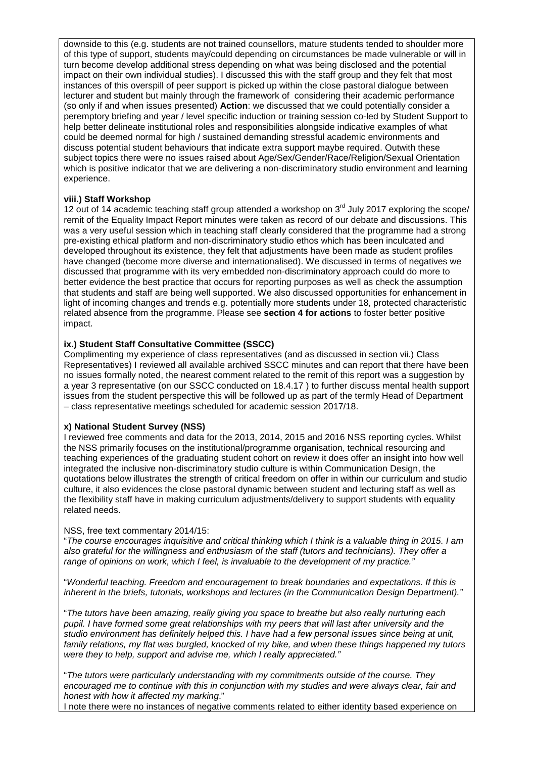downside to this (e.g. students are not trained counsellors, mature students tended to shoulder more of this type of support, students may/could depending on circumstances be made vulnerable or will in turn become develop additional stress depending on what was being disclosed and the potential impact on their own individual studies). I discussed this with the staff group and they felt that most instances of this overspill of peer support is picked up within the close pastoral dialogue between lecturer and student but mainly through the framework of considering their academic performance (so only if and when issues presented) **Action**: we discussed that we could potentially consider a peremptory briefing and year / level specific induction or training session co-led by Student Support to help better delineate institutional roles and responsibilities alongside indicative examples of what could be deemed normal for high / sustained demanding stressful academic environments and discuss potential student behaviours that indicate extra support maybe required. Outwith these subject topics there were no issues raised about Age/Sex/Gender/Race/Religion/Sexual Orientation which is positive indicator that we are delivering a non-discriminatory studio environment and learning experience.

**viii.) Staff Workshop**

12 out of 14 academic teaching staff group attended a workshop on 3rd July 2017 exploring the scope/ remit of the Equality Impact Report minutes were taken as record of our debate and discussions. This was a very useful session which in teaching staff clearly considered that the programme had a strong pre-existing ethical platform and non-discriminatory studio ethos which has been inculcated and developed throughout its existence, they felt that adjustments have been made as student profiles have changed (become more diverse and internationalised). We discussed in terms of negatives we discussed that programme with its very embedded non-discriminatory approach could do more to better evidence the best practice that occurs for reporting purposes as well as check the assumption that students and staff are being well supported. We also discussed opportunities for enhancement in light of incoming changes and trends e.g. potentially more students under 18, protected characteristic related absence from the programme. Please see **section 4 for actions** to foster better positive impact.

**ix.) Student Staff Consultative Committee (SSCC)**

Complimenting my experience of class representatives (and as discussed in section vii.) Class Representatives) I reviewed all available archived SSCC minutes and can report that there have been no issues formally noted, the nearest comment related to the remit of this report was a suggestion by a year 3 representative (on our SSCC conducted on 18.4.17 ) to further discuss mental health support issues from the student perspective this will be followed up as part of the termly Head of Department – class representative meetings scheduled for academic session 2017/18.

**x) National Student Survey (NSS)**

I reviewed free comments and data for the 2013, 2014, 2015 and 2016 NSS reporting cycles. Whilst the NSS primarily focuses on the institutional/programme organisation, technical resourcing and teaching experiences of the graduating student cohort on review it does offer an insight into how well integrated the inclusive non-discriminatory studio culture is within Communication Design, the quotations below illustrates the strength of critical freedom on offer in within our curriculum and studio culture, it also evidences the close pastoral dynamic between student and lecturing staff as well as the flexibility staff have in making curriculum adjustments/delivery to support students with equality related needs.

NSS, free text commentary 2014/15:

"*The course encourages inquisitive and critical thinking which I think is a valuable thing in 2015. I am also grateful for the willingness and enthusiasm of the staff (tutors and technicians). They offer a range of opinions on work, which I feel, is invaluable to the development of my practice.*"

"*Wonderful teaching. Freedom and encouragement to break boundaries and expectations. If this is inherent in the briefs, tutorials, workshops and lectures (in the Communication Design Department).*"

"*The tutors have been amazing, really giving you space to breathe but also really nurturing each pupil. I have formed some great relationships with my peers that will last after university and the studio environment has definitely helped this. I have had a few personal issues since being at unit, family relations, my flat was burgled, knocked of my bike, and when these things happened my tutors were they to help, support and advise me, which I really appreciated.*"

"*The tutors were particularly understanding with my commitments outside of the course. They encouraged me to continue with this in conjunction with my studies and were always clear, fair and honest with how it affected my marking*."

I note there were no instances of negative comments related to either identity based experience on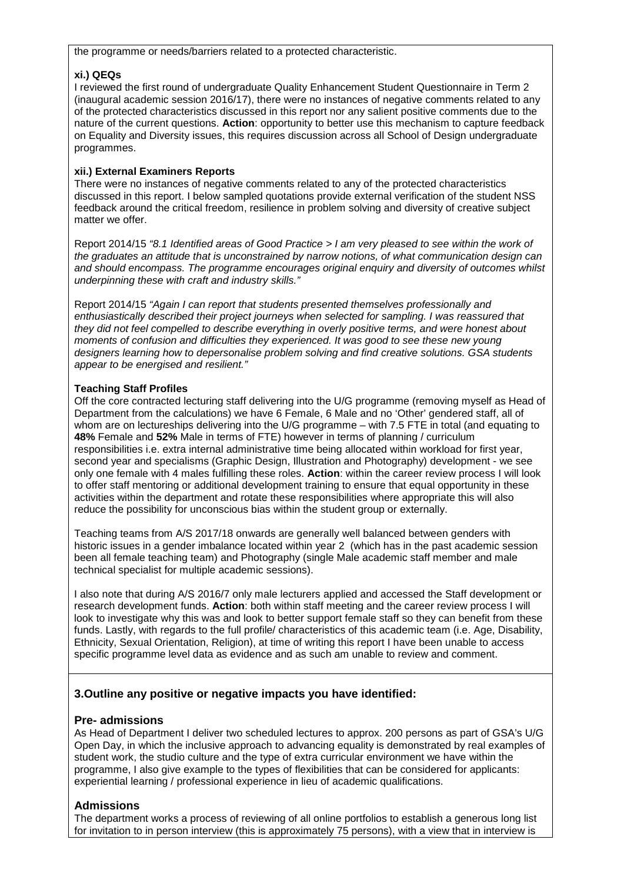the programme or needs/barriers related to a protected characteristic.

**xi.) QEQs**

I reviewed the first round of undergraduate Quality Enhancement Student Questionnaire in Term 2 (inaugural academic session 2016/17), there were no instances of negative comments related to any of the protected characteristics discussed in this report nor any salient positive comments due to the nature of the current questions. **Action**: opportunity to better use this mechanism to capture feedback on Equality and Diversity issues, this requires discussion across all School of Design undergraduate programmes.

**xii.) External Examiners Reports**

There were no instances of negative comments related to any of the protected characteristics discussed in this report. I below sampled quotations provide external verification of the student NSS feedback around the critical freedom, resilience in problem solving and diversity of creative subject matter we offer.

Report 2014/15 *"8.1 Identified areas of Good Practice > I am very pleased to see within the work of the graduates an attitude that is unconstrained by narrow notions, of what communication design can and should encompass. The programme encourages original enquiry and diversity of outcomes whilst underpinning these with craft and industry skills."*

Report 2014/15 *"Again I can report that students presented themselves professionally and enthusiastically described their project journeys when selected for sampling. I was reassured that they did not feel compelled to describe everything in overly positive terms, and were honest about moments of confusion and difficulties they experienced. It was good to see these new young designers learning how to depersonalise problem solving and find creative solutions. GSA students appear to be energised and resilient."*

**Teaching Staff Profiles**

Off the core contracted lecturing staff delivering into the U/G programme (removing myself as Head of Department from the calculations) we have 6 Female, 6 Male and no 'Other' gendered staff, all of whom are on lectureships delivering into the U/G programme – with 7.5 FTE in total (and equating to **48%** Female and **52%** Male in terms of FTE) however in terms of planning / curriculum responsibilities i.e. extra internal administrative time being allocated within workload for first year, second year and specialisms (Graphic Design, Illustration and Photography) development - we see only one female with 4 males fulfilling these roles. **Action**: within the career review process I will look to offer staff mentoring or additional development training to ensure that equal opportunity in these activities within the department and rotate these responsibilities where appropriate this will also reduce the possibility for unconscious bias within the student group or externally.

Teaching teams from A/S 2017/18 onwards are generally well balanced between genders with historic issues in a gender imbalance located within year 2 (which has in the past academic session been all female teaching team) and Photography (single Male academic staff member and male technical specialist for multiple academic sessions).

I also note that during A/S 2016/7 only male lecturers applied and accessed the Staff development or research development funds. **Action**: both within staff meeting and the career review process I will look to investigate why this was and look to better support female staff so they can benefit from these funds. Lastly, with regards to the full profile/ characteristics of this academic team (i.e. Age, Disability, Ethnicity, Sexual Orientation, Religion), at time of writing this report I have been unable to access specific programme level data as evidence and as such am unable to review and comment.

## 3.Outline any positive or negative impacts you have identified:

### Pre- admissions

As Head of Department I deliver two scheduled lectures to approx. 200 persons as part of GSA's U/G Open Day, in which the inclusive approach to advancing equality is demonstrated by real examples of student work, the studio culture and the type of extra curricular environment we have within the programme, I also give example to the types of flexibilities that can be considered for applicants: experiential learning / professional experience in lieu of academic qualifications.

### Admissions

The department works a process of reviewing of all online portfolios to establish a generous long list for invitation to in person interview (this is approximately 75 persons), with a view that in interview is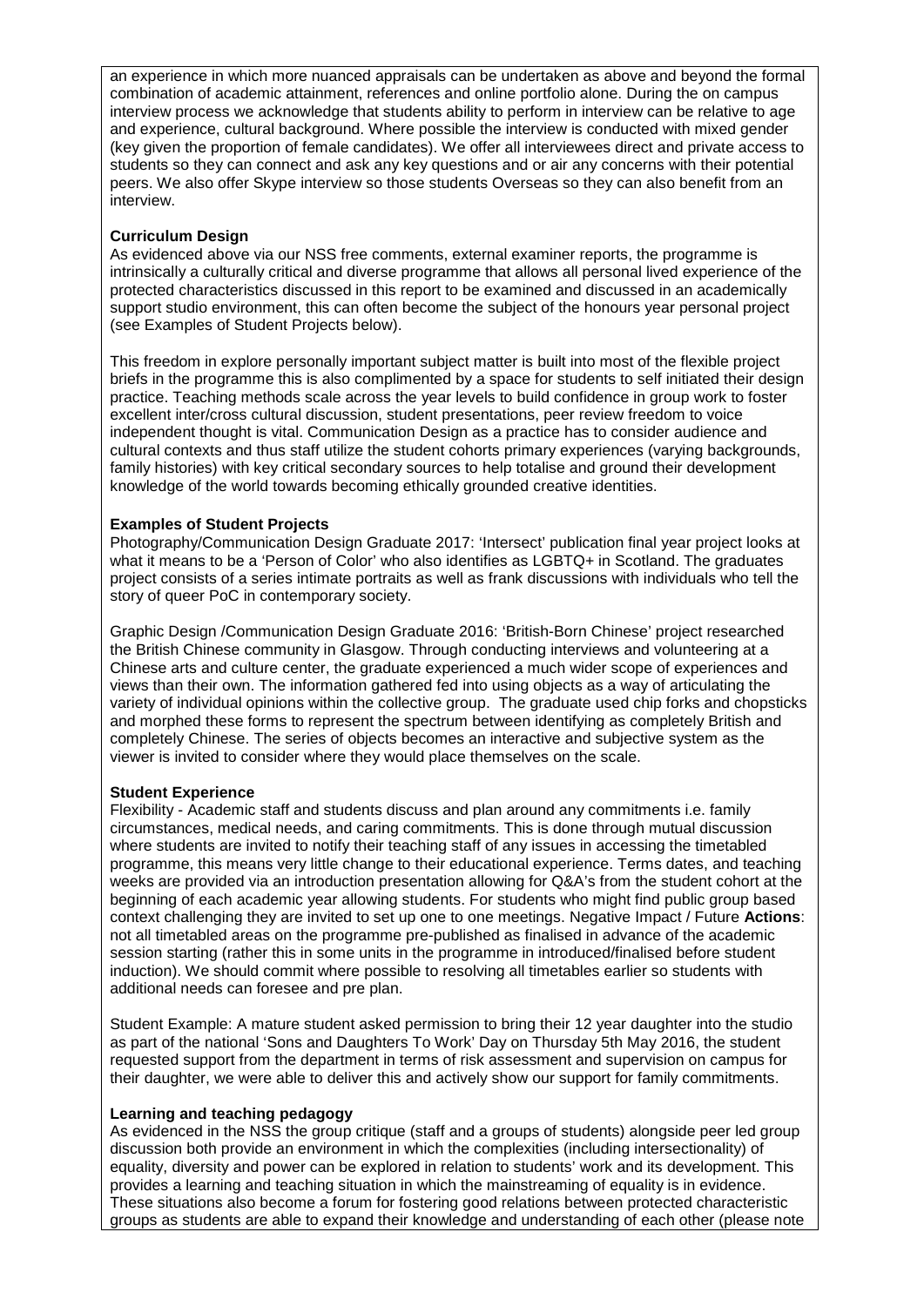an experience in which more nuanced appraisals can be undertaken as above and beyond the formal combination of academic attainment, references and online portfolio alone. During the on campus interview process we acknowledge that students ability to perform in interview can be relative to age and experience, cultural background. Where possible the interview is conducted with mixed gender (key given the proportion of female candidates). We offer all interviewees direct and private access to students so they can connect and ask any key questions and or air any concerns with their potential peers. We also offer Skype interview so those students Overseas so they can also benefit from an interview.

**Curriculum Design**

As evidenced above via our NSS free comments, external examiner reports, the programme is intrinsically a culturally critical and diverse programme that allows all personal lived experience of the protected characteristics discussed in this report to be examined and discussed in an academically support studio environment, this can often become the subject of the honours year personal project (see Examples of Student Projects below).

This freedom in explore personally important subject matter is built into most of the flexible project briefs in the programme this is also complimented by a space for students to self initiated their design practice. Teaching methods scale across the year levels to build confidence in group work to foster excellent inter/cross cultural discussion, student presentations, peer review freedom to voice independent thought is vital. Communication Design as a practice has to consider audience and cultural contexts and thus staff utilize the student cohorts primary experiences (varying backgrounds, family histories) with key critical secondary sources to help totalise and ground their development knowledge of the world towards becoming ethically grounded creative identities.

**Examples of Student Projects**

Photography/Communication Design Graduate 2017: 'Intersect' publication final year project looks at what it means to be a 'Person of Color' who also identifies as LGBTQ+ in Scotland. The graduates project consists of a series intimate portraits as well as frank discussions with individuals who tell the story of queer PoC in contemporary society.

Graphic Design /Communication Design Graduate 2016: 'British-Born Chinese' project researched the British Chinese community in Glasgow. Through conducting interviews and volunteering at a Chinese arts and culture center, the graduate experienced a much wider scope of experiences and views than their own. The information gathered fed into using objects as a way of articulating the variety of individual opinions within the collective group. The graduate used chip forks and chopsticks and morphed these forms to represent the spectrum between identifying as completely British and completely Chinese. The series of objects becomes an interactive and subjective system as the viewer is invited to consider where they would place themselves on the scale.

**Student Experience**

Flexibility - Academic staff and students discuss and plan around any commitments i.e. family circumstances, medical needs, and caring commitments. This is done through mutual discussion where students are invited to notify their teaching staff of any issues in accessing the timetabled programme, this means very little change to their educational experience. Terms dates, and teaching weeks are provided via an introduction presentation allowing for Q&A's from the student cohort at the beginning of each academic year allowing students. For students who might find public group based context challenging they are invited to set up one to one meetings. Negative Impact / Future **Actions**: not all timetabled areas on the programme pre-published as finalised in advance of the academic session starting (rather this in some units in the programme in introduced/finalised before student induction). We should commit where possible to resolving all timetables earlier so students with additional needs can foresee and pre plan.

Student Example: A mature student asked permission to bring their 12 year daughter into the studio as part of the national 'Sons and Daughters To Work' Day on Thursday 5th May 2016, the student requested support from the department in terms of risk assessment and supervision on campus for their daughter, we were able to deliver this and actively show our support for family commitments.

**Learning and teaching pedagogy**

As evidenced in the NSS the group critique (staff and a groups of students) alongside peer led group discussion both provide an environment in which the complexities (including intersectionality) of equality, diversity and power can be explored in relation to students' work and its development. This provides a learning and teaching situation in which the mainstreaming of equality is in evidence. These situations also become a forum for fostering good relations between protected characteristic groups as students are able to expand their knowledge and understanding of each other (please note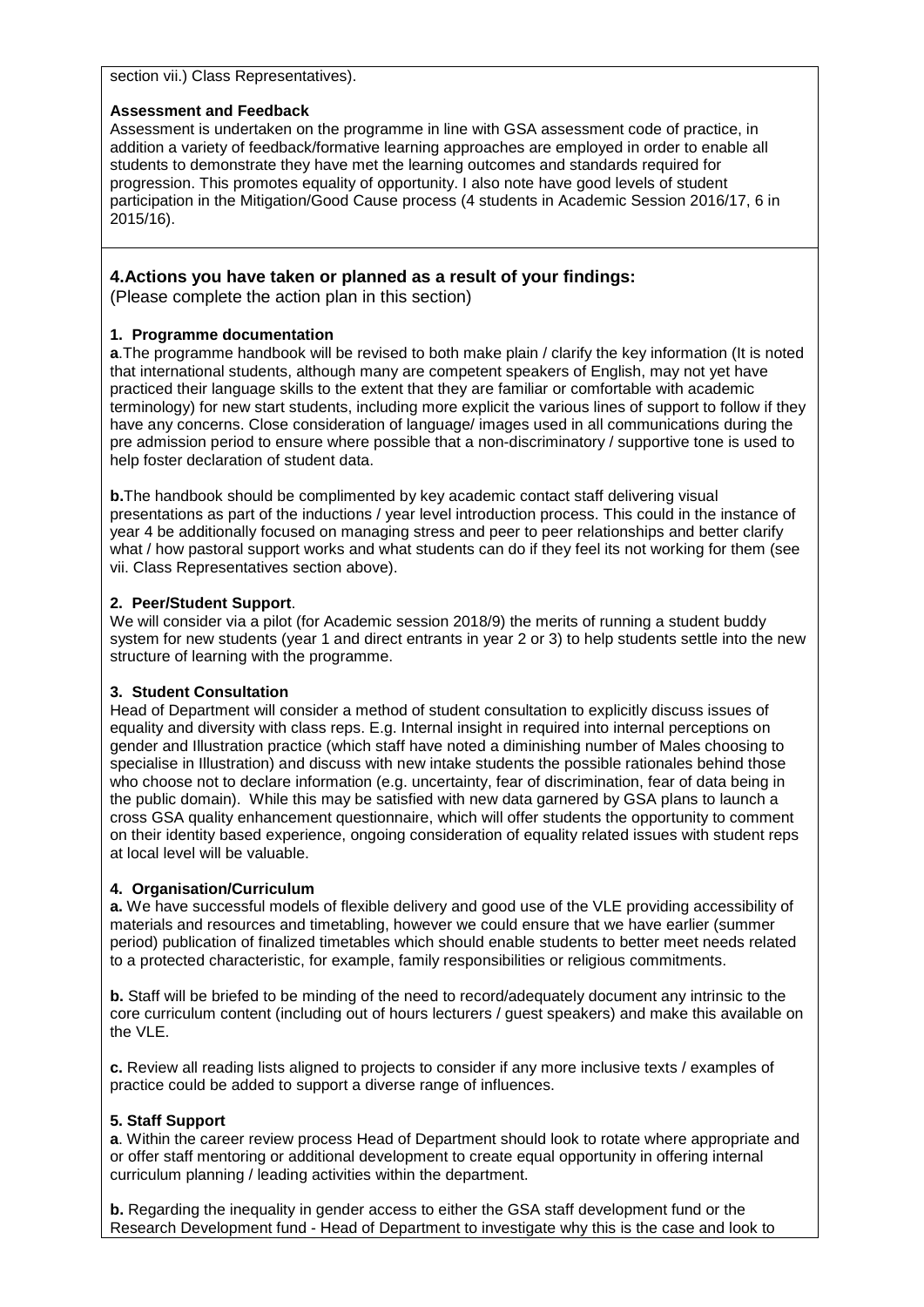section vii.) Class Representatives).

**Assessment and Feedback**

Assessment is undertaken on the programme in line with GSA assessment code of practice, in addition a variety of feedback/formative learning approaches are employed in order to enable all students to demonstrate they have met the learning outcomes and standards required for progression. This promotes equality of opportunity. I also note have good levels of student participation in the Mitigation/Good Cause process (4 students in Academic Session 2016/17, 6 in 2015/16).

### 4. Actions you have taken or planned as a result of your findings:

(Please complete the action plan in this section)

**1. Programme documentation**

**a**.The programme handbook will be revised to both make plain / clarify the key information (It is noted that international students, although many are competent speakers of English, may not yet have practiced their language skills to the extent that they are familiar or comfortable with academic terminology) for new start students, including more explicit the various lines of support to follow if they have any concerns. Close consideration of language/ images used in all communications during the pre admission period to ensure where possible that a non-discriminatory / supportive tone is used to help foster declaration of student data.

**b.**The handbook should be complimented by key academic contact staff delivering visual presentations as part of the inductions / year level introduction process. This could in the instance of year 4 be additionally focused on managing stress and peer to peer relationships and better clarify what / how pastoral support works and what students can do if they feel its not working for them (see vii. Class Representatives section above).

**2. Peer/Student Support**.

We will consider via a pilot (for Academic session 2018/9) the merits of running a student buddy system for new students (year 1 and direct entrants in year 2 or 3) to help students settle into the new structure of learning with the programme.

**3. Student Consultation**

Head of Department will consider a method of student consultation to explicitly discuss issues of equality and diversity with class reps. E.g. Internal insight in required into internal perceptions on gender and Illustration practice (which staff have noted a diminishing number of Males choosing to specialise in Illustration) and discuss with new intake students the possible rationales behind those who choose not to declare information (e.g. uncertainty, fear of discrimination, fear of data being in the public domain). While this may be satisfied with new data garnered by GSA plans to launch a cross GSA quality enhancement questionnaire, which will offer students the opportunity to comment on their identity based experience, ongoing consideration of equality related issues with student reps at local level will be valuable.

**4. Organisation/Curriculum**

**a.** We have successful models of flexible delivery and good use of the VLE providing accessibility of materials and resources and timetabling, however we could ensure that we have earlier (summer period) publication of finalized timetables which should enable students to better meet needs related to a protected characteristic, for example, family responsibilities or religious commitments.

**b.** Staff will be briefed to be minding of the need to record/adequately document any intrinsic to the core curriculum content (including out of hours lecturers / guest speakers) and make this available on the VLE.

**c.** Review all reading lists aligned to projects to consider if any more inclusive texts / examples of practice could be added to support a diverse range of influences.

**5. Staff Support**

**a**. Within the career review process Head of Department should look to rotate where appropriate and or offer staff mentoring or additional development to create equal opportunity in offering internal curriculum planning / leading activities within the department.

**b.** Regarding the inequality in gender access to either the GSA staff development fund or the Research Development fund - Head of Department to investigate why this is the case and look to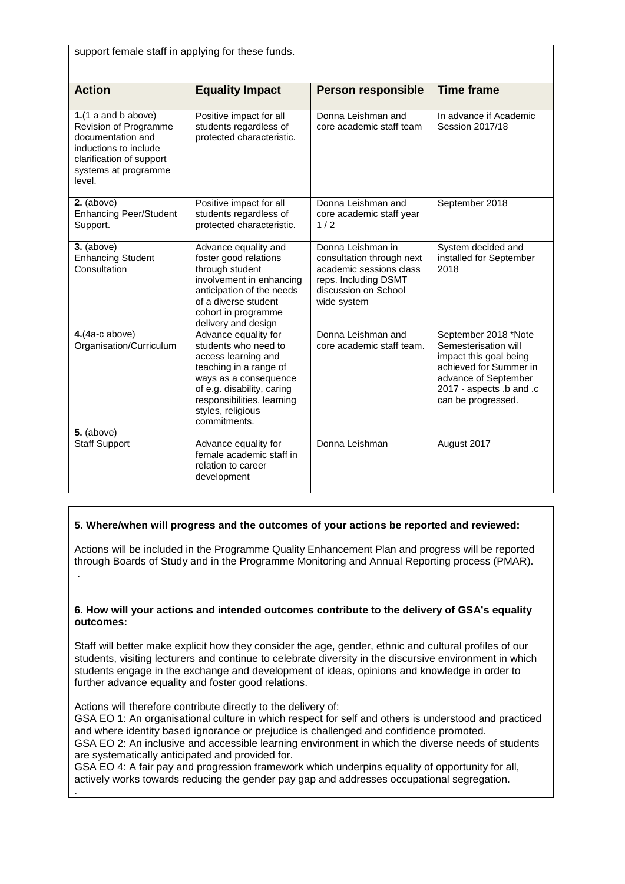support female staff in applying for these funds.

| Action | Equality Impact | Person responsible | Time frame |
|---|---|---|---|
| **1.**(1 a and b above) Revision of Programme documentation and inductions to include clarification of support systems at programme level. | Positive impact for all students regardless of protected characteristic. | Donna Leishman and core academic staff team | In advance if Academic Session 2017/18 |
| **2.** (above) Enhancing Peer/Student Support. | Positive impact for all students regardless of protected characteristic. | Donna Leishman and core academic staff year 1 / 2 | September 2018 |
| **3.** (above) Enhancing Student Consultation | Advance equality and foster good relations through student involvement in enhancing anticipation of the needs of a diverse student cohort in programme delivery and design | Donna Leishman in consultation through next academic sessions class reps. Including DSMT discussion on School wide system | System decided and installed for September 2018 |
| **4.**(4a-c above) Organisation/Curriculum | Advance equality for students who need to access learning and teaching in a range of ways as a consequence of e.g. disability, caring responsibilities, learning styles, religious commitments. | Donna Leishman and core academic staff team. | September 2018 *Note Semesterisation will impact this goal being achieved for Summer in advance of September 2017 - aspects .b and .c can be progressed. |
| **5.** (above) Staff Support | Advance equality for female academic staff in relation to career development | Donna Leishman | August 2017 |

**5. Where/when will progress and the outcomes of your actions be reported and reviewed:**

Actions will be included in the Programme Quality Enhancement Plan and progress will be reported through Boards of Study and in the Programme Monitoring and Annual Reporting process (PMAR).
.

**6. How will your actions and intended outcomes contribute to the delivery of GSA's equality outcomes:**

Staff will better make explicit how they consider the age, gender, ethnic and cultural profiles of our students, visiting lecturers and continue to celebrate diversity in the discursive environment in which students engage in the exchange and development of ideas, opinions and knowledge in order to further advance equality and foster good relations.

Actions will therefore contribute directly to the delivery of:
GSA EO 1: An organisational culture in which respect for self and others is understood and practiced and where identity based ignorance or prejudice is challenged and confidence promoted.
GSA EO 2: An inclusive and accessible learning environment in which the diverse needs of students are systematically anticipated and provided for.
GSA EO 4: A fair pay and progression framework which underpins equality of opportunity for all, actively works towards reducing the gender pay gap and addresses occupational segregation.
.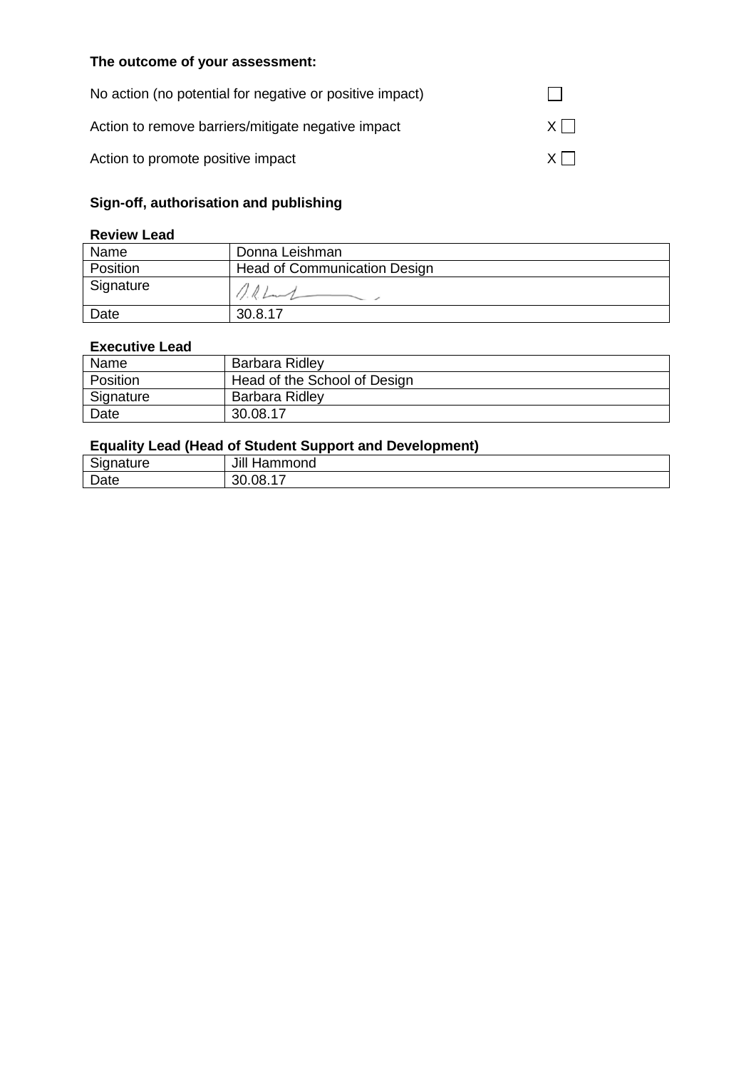**The outcome of your assessment:**

No action (no potential for negative or positive impact) ☐

Action to remove barriers/mitigate negative impact X ☐

Action to promote positive impact X ☐

**Sign-off, authorisation and publishing**

**Review Lead**

| | |
|---|---|
| Name | Donna Leishman |
| Position | Head of Communication Design |
| Signature | |
| Date | 30.8.17 |

**Executive Lead**

| | |
|---|---|
| Name | Barbara Ridley |
| Position | Head of the School of Design |
| Signature | Barbara Ridley |
| Date | 30.08.17 |

**Equality Lead (Head of Student Support and Development)**

| | |
|---|---|
| Signature | Jill Hammond |
| Date | 30.08.17 |